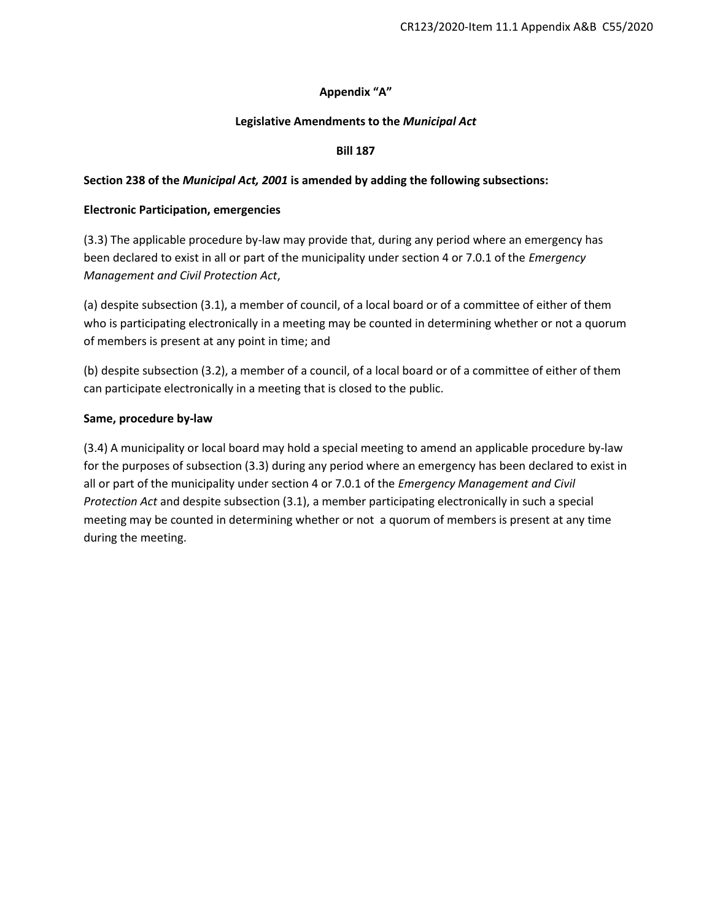# Appendix "A"

## Legislative Amendments to the *Municipal Act*

### Bill 187

**Section 238 of the *Municipal Act, 2001* is amended by adding the following subsections:**

**Electronic Participation, emergencies**

(3.3) The applicable procedure by-law may provide that, during any period where an emergency has been declared to exist in all or part of the municipality under section 4 or 7.0.1 of the *Emergency Management and Civil Protection Act*,

(a) despite subsection (3.1), a member of council, of a local board or of a committee of either of them who is participating electronically in a meeting may be counted in determining whether or not a quorum of members is present at any point in time; and

(b) despite subsection (3.2), a member of a council, of a local board or of a committee of either of them can participate electronically in a meeting that is closed to the public.

**Same, procedure by-law**

(3.4) A municipality or local board may hold a special meeting to amend an applicable procedure by-law for the purposes of subsection (3.3) during any period where an emergency has been declared to exist in all or part of the municipality under section 4 or 7.0.1 of the *Emergency Management and Civil Protection Act* and despite subsection (3.1), a member participating electronically in such a special meeting may be counted in determining whether or not a quorum of members is present at any time during the meeting.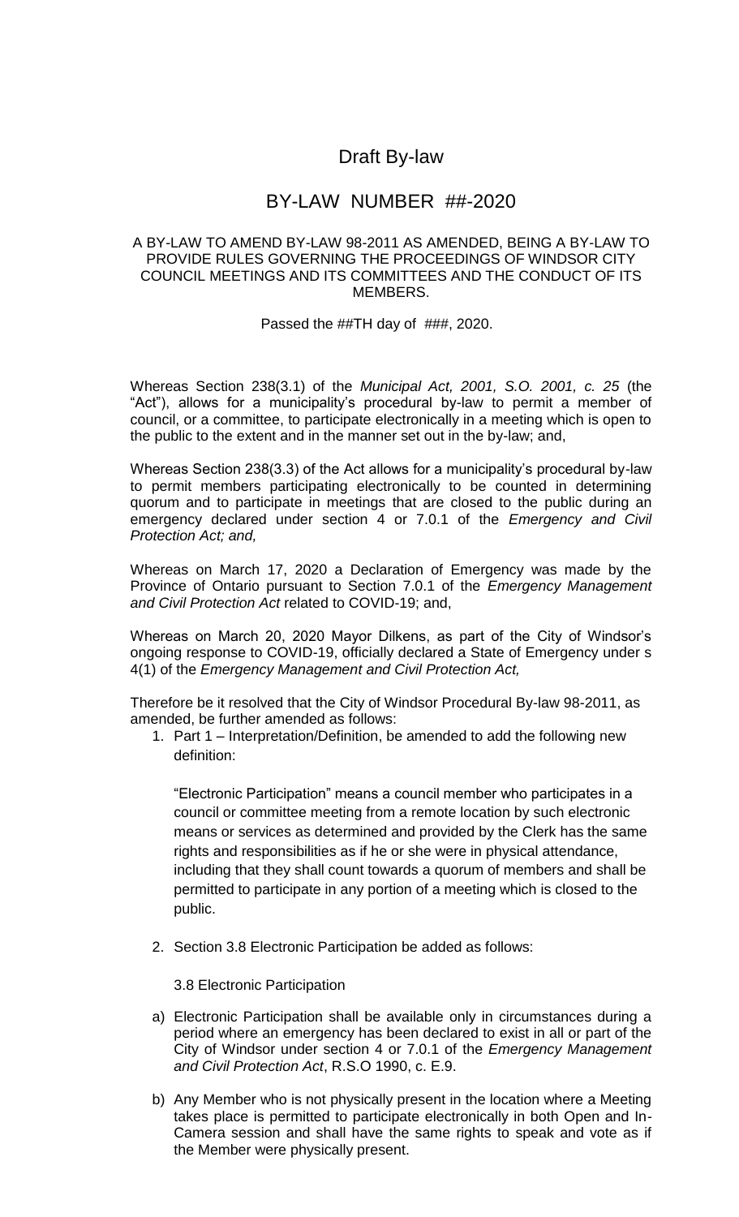# Draft By-law

## BY-LAW NUMBER ##-2020

A BY-LAW TO AMEND BY-LAW 98-2011 AS AMENDED, BEING A BY-LAW TO PROVIDE RULES GOVERNING THE PROCEEDINGS OF WINDSOR CITY COUNCIL MEETINGS AND ITS COMMITTEES AND THE CONDUCT OF ITS MEMBERS.

Passed the ##TH day of ###, 2020.

Whereas Section 238(3.1) of the *Municipal Act, 2001, S.O. 2001, c. 25* (the "Act"), allows for a municipality's procedural by-law to permit a member of council, or a committee, to participate electronically in a meeting which is open to the public to the extent and in the manner set out in the by-law; and,

Whereas Section 238(3.3) of the Act allows for a municipality's procedural by-law to permit members participating electronically to be counted in determining quorum and to participate in meetings that are closed to the public during an emergency declared under section 4 or 7.0.1 of the *Emergency and Civil Protection Act; and,*

Whereas on March 17, 2020 a Declaration of Emergency was made by the Province of Ontario pursuant to Section 7.0.1 of the *Emergency Management and Civil Protection Act* related to COVID-19; and,

Whereas on March 20, 2020 Mayor Dilkens, as part of the City of Windsor's ongoing response to COVID-19, officially declared a State of Emergency under s 4(1) of the *Emergency Management and Civil Protection Act,*

Therefore be it resolved that the City of Windsor Procedural By-law 98-2011, as amended, be further amended as follows:

1. Part 1 – Interpretation/Definition, be amended to add the following new definition:

   "Electronic Participation" means a council member who participates in a council or committee meeting from a remote location by such electronic means or services as determined and provided by the Clerk has the same rights and responsibilities as if he or she were in physical attendance, including that they shall count towards a quorum of members and shall be permitted to participate in any portion of a meeting which is closed to the public.

2. Section 3.8 Electronic Participation be added as follows:

   3.8 Electronic Participation

a) Electronic Participation shall be available only in circumstances during a period where an emergency has been declared to exist in all or part of the City of Windsor under section 4 or 7.0.1 of the *Emergency Management and Civil Protection Act*, R.S.O 1990, c. E.9.

b) Any Member who is not physically present in the location where a Meeting takes place is permitted to participate electronically in both Open and In-Camera session and shall have the same rights to speak and vote as if the Member were physically present.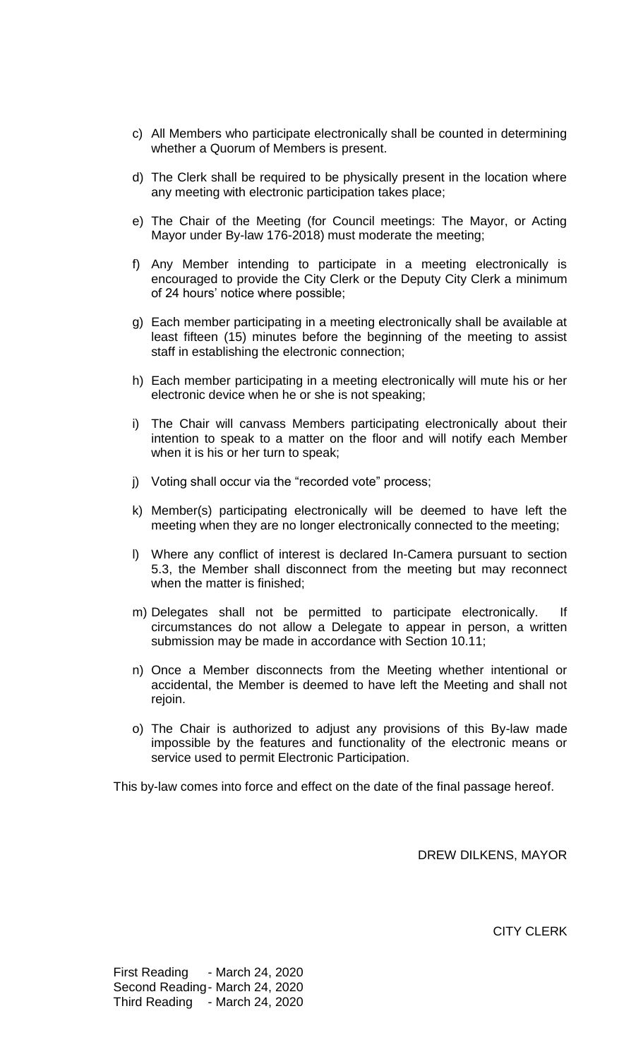c) All Members who participate electronically shall be counted in determining whether a Quorum of Members is present.

d) The Clerk shall be required to be physically present in the location where any meeting with electronic participation takes place;

e) The Chair of the Meeting (for Council meetings: The Mayor, or Acting Mayor under By-law 176-2018) must moderate the meeting;

f) Any Member intending to participate in a meeting electronically is encouraged to provide the City Clerk or the Deputy City Clerk a minimum of 24 hours' notice where possible;

g) Each member participating in a meeting electronically shall be available at least fifteen (15) minutes before the beginning of the meeting to assist staff in establishing the electronic connection;

h) Each member participating in a meeting electronically will mute his or her electronic device when he or she is not speaking;

i) The Chair will canvass Members participating electronically about their intention to speak to a matter on the floor and will notify each Member when it is his or her turn to speak;

j) Voting shall occur via the "recorded vote" process;

k) Member(s) participating electronically will be deemed to have left the meeting when they are no longer electronically connected to the meeting;

l) Where any conflict of interest is declared In-Camera pursuant to section 5.3, the Member shall disconnect from the meeting but may reconnect when the matter is finished;

m) Delegates shall not be permitted to participate electronically. If circumstances do not allow a Delegate to appear in person, a written submission may be made in accordance with Section 10.11;

n) Once a Member disconnects from the Meeting whether intentional or accidental, the Member is deemed to have left the Meeting and shall not rejoin.

o) The Chair is authorized to adjust any provisions of this By-law made impossible by the features and functionality of the electronic means or service used to permit Electronic Participation.

This by-law comes into force and effect on the date of the final passage hereof.

DREW DILKENS, MAYOR

CITY CLERK

First Reading - March 24, 2020
Second Reading - March 24, 2020
Third Reading - March 24, 2020